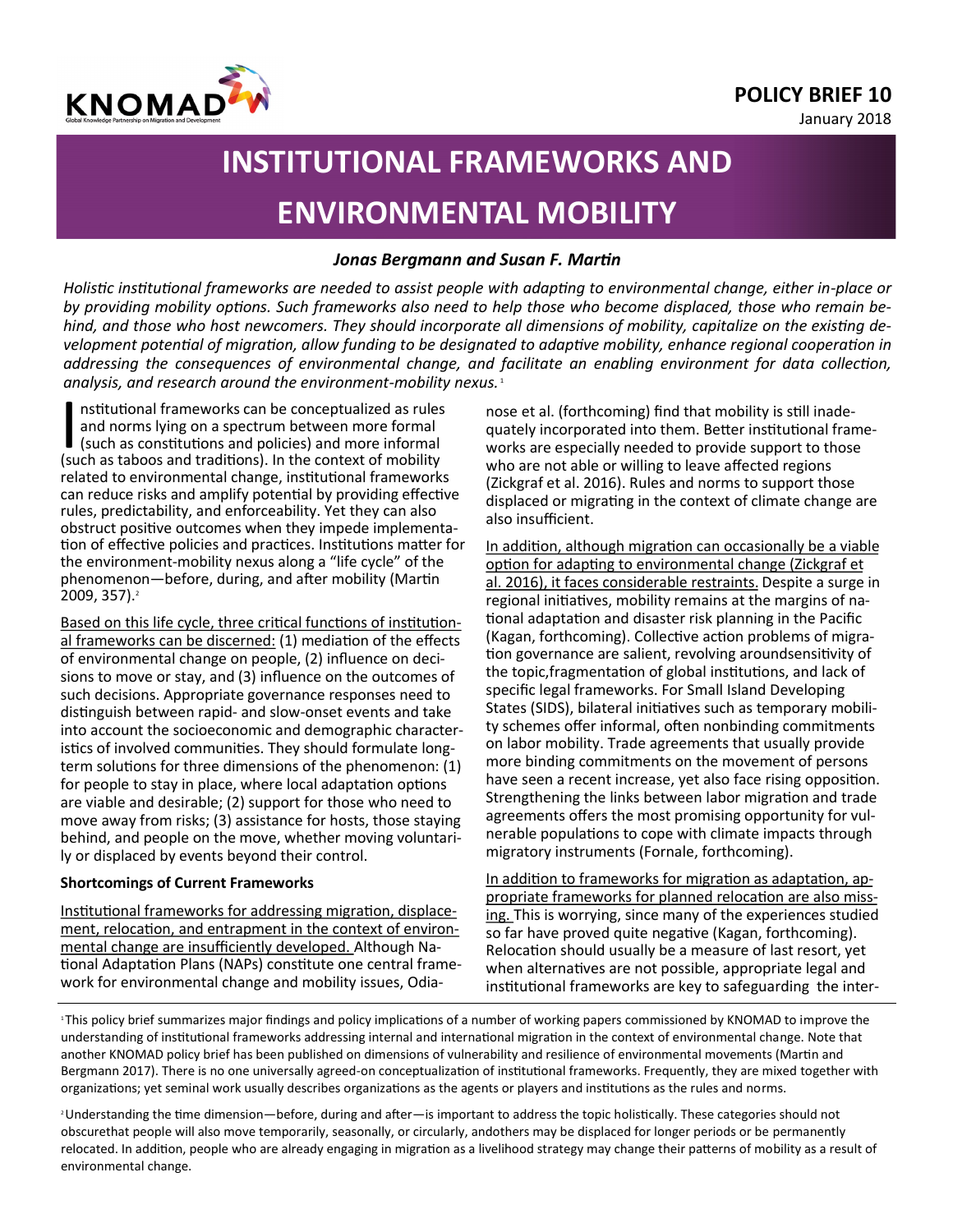**POLICY BRIEF 10**

January 2018

# INSTITUTIONAL FRAMEWORKS AND ENVIRONMENTAL MOBILITY

***Jonas Bergmann and Susan F. Martin***

*Holistic institutional frameworks are needed to assist people with adapting to environmental change, either in-place or by providing mobility options. Such frameworks also need to help those who become displaced, those who remain behind, and those who host newcomers. They should incorporate all dimensions of mobility, capitalize on the existing development potential of migration, allow funding to be designated to adaptive mobility, enhance regional cooperation in addressing the consequences of environmental change, and facilitate an enabling environment for data collection, analysis, and research around the environment-mobility nexus.*[1]

Institutional frameworks can be conceptualized as rules and norms lying on a spectrum between more formal (such as constitutions and policies) and more informal (such as taboos and traditions). In the context of mobility related to environmental change, institutional frameworks can reduce risks and amplify potential by providing effective rules, predictability, and enforceability. Yet they can also obstruct positive outcomes when they impede implementation of effective policies and practices. Institutions matter for the environment-mobility nexus along a "life cycle" of the phenomenon—before, during, and after mobility (Martin 2009, 357).[2]

Based on this life cycle, three critical functions of institutional frameworks can be discerned: (1) mediation of the effects of environmental change on people, (2) influence on decisions to move or stay, and (3) influence on the outcomes of such decisions. Appropriate governance responses need to distinguish between rapid- and slow-onset events and take into account the socioeconomic and demographic characteristics of involved communities. They should formulate long-term solutions for three dimensions of the phenomenon: (1) for people to stay in place, where local adaptation options are viable and desirable; (2) support for those who need to move away from risks; (3) assistance for hosts, those staying behind, and people on the move, whether moving voluntarily or displaced by events beyond their control.

**Shortcomings of Current Frameworks**

Institutional frameworks for addressing migration, displacement, relocation, and entrapment in the context of environmental change are insufficiently developed. Although National Adaptation Plans (NAPs) constitute one central framework for environmental change and mobility issues, Odianose et al. (forthcoming) find that mobility is still inadequately incorporated into them. Better institutional frameworks are especially needed to provide support to those who are not able or willing to leave affected regions (Zickgraf et al. 2016). Rules and norms to support those displaced or migrating in the context of climate change are also insufficient.

In addition, although migration can occasionally be a viable option for adapting to environmental change (Zickgraf et al. 2016), it faces considerable restraints. Despite a surge in regional initiatives, mobility remains at the margins of national adaptation and disaster risk planning in the Pacific (Kagan, forthcoming). Collective action problems of migration governance are salient, revolving aroundsensitivity of the topic,fragmentation of global institutions, and lack of specific legal frameworks. For Small Island Developing States (SIDS), bilateral initiatives such as temporary mobility schemes offer informal, often nonbinding commitments on labor mobility. Trade agreements that usually provide more binding commitments on the movement of persons have seen a recent increase, yet also face rising opposition. Strengthening the links between labor migration and trade agreements offers the most promising opportunity for vulnerable populations to cope with climate impacts through migratory instruments (Fornale, forthcoming).

In addition to frameworks for migration as adaptation, appropriate frameworks for planned relocation are also missing. This is worrying, since many of the experiences studied so far have proved quite negative (Kagan, forthcoming). Relocation should usually be a measure of last resort, yet when alternatives are not possible, appropriate legal and institutional frameworks are key to safeguarding the inter-

---

[1] This policy brief summarizes major findings and policy implications of a number of working papers commissioned by KNOMAD to improve the understanding of institutional frameworks addressing internal and international migration in the context of environmental change. Note that another KNOMAD policy brief has been published on dimensions of vulnerability and resilience of environmental movements (Martin and Bergmann 2017). There is no one universally agreed-on conceptualization of institutional frameworks. Frequently, they are mixed together with organizations; yet seminal work usually describes organizations as the agents or players and institutions as the rules and norms.

[2] Understanding the time dimension—before, during and after—is important to address the topic holistically. These categories should not obscurethat people will also move temporarily, seasonally, or circularly, andothers may be displaced for longer periods or be permanently relocated. In addition, people who are already engaging in migration as a livelihood strategy may change their patterns of mobility as a result of environmental change.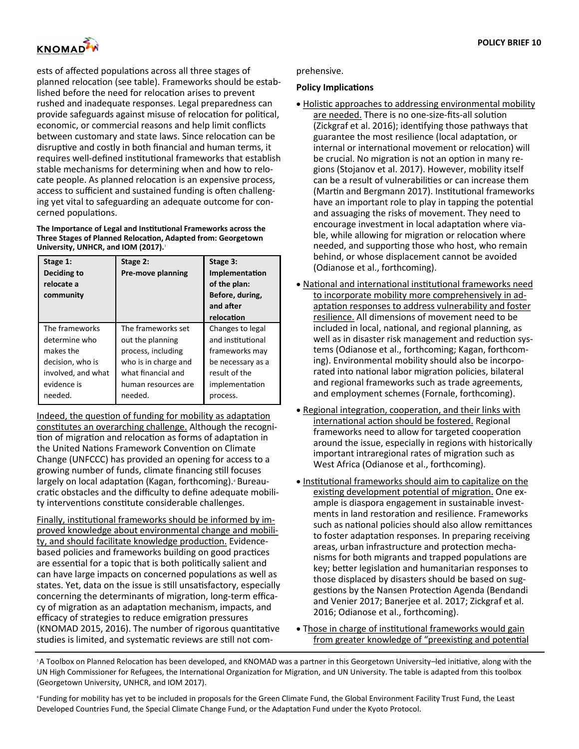ests of affected populations across all three stages of planned relocation (see table). Frameworks should be established before the need for relocation arises to prevent rushed and inadequate responses. Legal preparedness can provide safeguards against misuse of relocation for political, economic, or commercial reasons and help limit conflicts between customary and state laws. Since relocation can be disruptive and costly in both financial and human terms, it requires well-defined institutional frameworks that establish stable mechanisms for determining when and how to relocate people. As planned relocation is an expensive process, access to sufficient and sustained funding is often challenging yet vital to safeguarding an adequate outcome for concerned populations.

**The Importance of Legal and Institutional Frameworks across the Three Stages of Planned Relocation, Adapted from: Georgetown University, UNHCR, and IOM (2017).**[3]

| Stage 1: Deciding to relocate a community | Stage 2: Pre-move planning | Stage 3: Implementation of the plan: Before, during, and after relocation |
|---|---|---|
| The frameworks determine who makes the decision, who is involved, and what evidence is needed. | The frameworks set out the planning process, including who is in charge and what financial and human resources are needed. | Changes to legal and institutional frameworks may be necessary as a result of the implementation process. |

Indeed, the question of funding for mobility as adaptation constitutes an overarching challenge. Although the recognition of migration and relocation as forms of adaptation in the United Nations Framework Convention on Climate Change (UNFCCC) has provided an opening for access to a growing number of funds, climate financing still focuses largely on local adaptation (Kagan, forthcoming).[4] Bureaucratic obstacles and the difficulty to define adequate mobility interventions constitute considerable challenges.

Finally, institutional frameworks should be informed by improved knowledge about environmental change and mobility, and should facilitate knowledge production. Evidence-based policies and frameworks building on good practices are essential for a topic that is both politically salient and can have large impacts on concerned populations as well as states. Yet, data on the issue is still unsatisfactory, especially concerning the determinants of migration, long-term efficacy of migration as an adaptation mechanism, impacts, and efficacy of strategies to reduce emigration pressures (KNOMAD 2015, 2016). The number of rigorous quantitative studies is limited, and systematic reviews are still not comprehensive.

**Policy Implications**

- Holistic approaches to addressing environmental mobility are needed. There is no one-size-fits-all solution (Zickgraf et al. 2016); identifying those pathways that guarantee the most resilience (local adaptation, or internal or international movement or relocation) will be crucial. No migration is not an option in many regions (Stojanov et al. 2017). However, mobility itself can be a result of vulnerabilities or can increase them (Martin and Bergmann 2017). Institutional frameworks have an important role to play in tapping the potential and assuaging the risks of movement. They need to encourage investment in local adaptation where viable, while allowing for migration or relocation where needed, and supporting those who host, who remain behind, or whose displacement cannot be avoided (Odianose et al., forthcoming).
- National and international institutional frameworks need to incorporate mobility more comprehensively in adaptation responses to address vulnerability and foster resilience. All dimensions of movement need to be included in local, national, and regional planning, as well as in disaster risk management and reduction systems (Odianose et al., forthcoming; Kagan, forthcoming). Environmental mobility should also be incorporated into national labor migration policies, bilateral and regional frameworks such as trade agreements, and employment schemes (Fornale, forthcoming).
- Regional integration, cooperation, and their links with international action should be fostered. Regional frameworks need to allow for targeted cooperation around the issue, especially in regions with historically important intraregional rates of migration such as West Africa (Odianose et al., forthcoming).
- Institutional frameworks should aim to capitalize on the existing development potential of migration. One example is diaspora engagement in sustainable investments in land restoration and resilience. Frameworks such as national policies should also allow remittances to foster adaptation responses. In preparing receiving areas, urban infrastructure and protection mechanisms for both migrants and trapped populations are key; better legislation and humanitarian responses to those displaced by disasters should be based on suggestions by the Nansen Protection Agenda (Bendandi and Venier 2017; Banerjee et al. 2017; Zickgraf et al. 2016; Odianose et al., forthcoming).
- Those in charge of institutional frameworks would gain from greater knowledge of "preexisting and potential

[3] A Toolbox on Planned Relocation has been developed, and KNOMAD was a partner in this Georgetown University–led initiative, along with the UN High Commissioner for Refugees, the International Organization for Migration, and UN University. The table is adapted from this toolbox (Georgetown University, UNHCR, and IOM 2017).

[4] Funding for mobility has yet to be included in proposals for the Green Climate Fund, the Global Environment Facility Trust Fund, the Least Developed Countries Fund, the Special Climate Change Fund, or the Adaptation Fund under the Kyoto Protocol.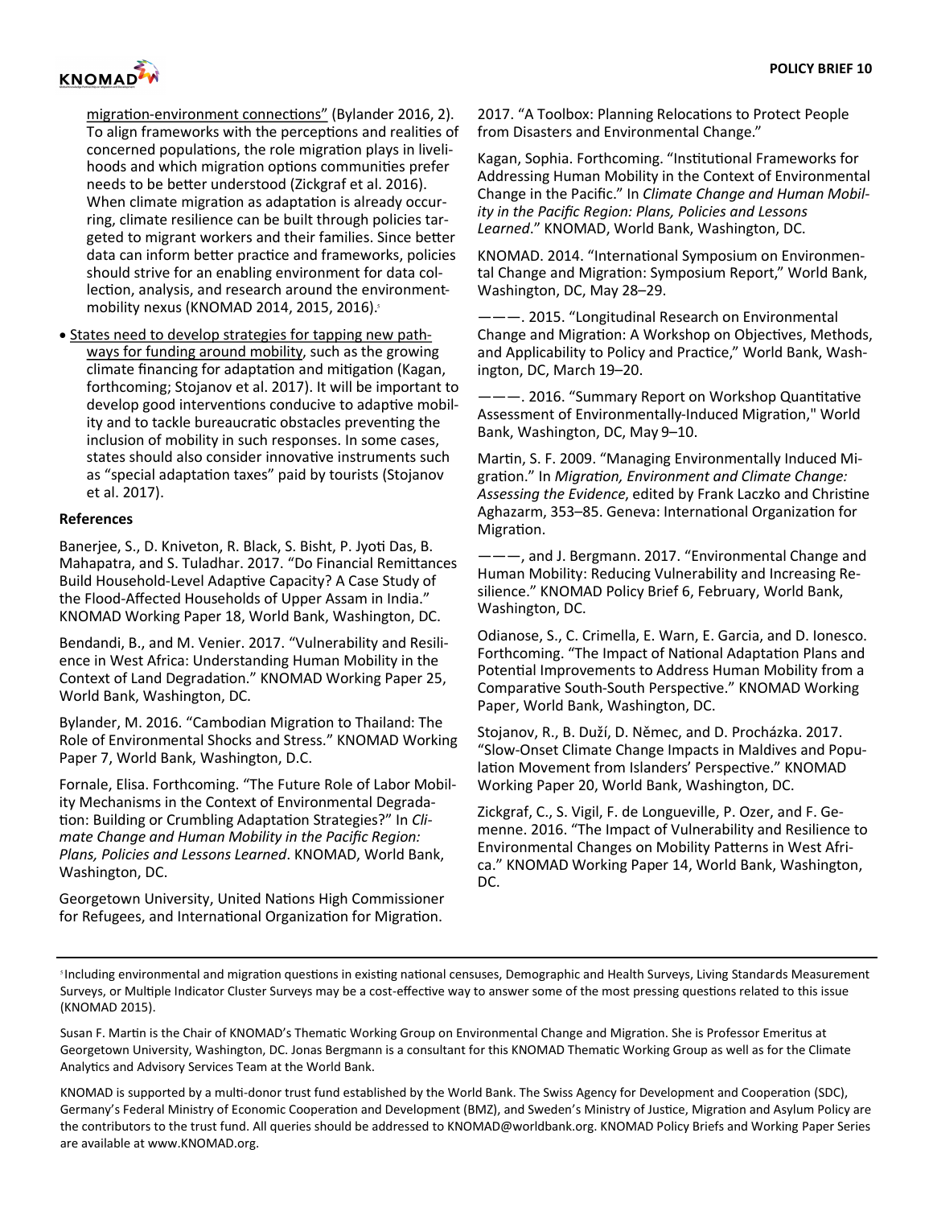migration-environment connections" (Bylander 2016, 2). To align frameworks with the perceptions and realities of concerned populations, the role migration plays in livelihoods and which migration options communities prefer needs to be better understood (Zickgraf et al. 2016). When climate migration as adaptation is already occurring, climate resilience can be built through policies targeted to migrant workers and their families. Since better data can inform better practice and frameworks, policies should strive for an enabling environment for data collection, analysis, and research around the environment-mobility nexus (KNOMAD 2014, 2015, 2016).[5]

- States need to develop strategies for tapping new pathways for funding around mobility, such as the growing climate financing for adaptation and mitigation (Kagan, forthcoming; Stojanov et al. 2017). It will be important to develop good interventions conducive to adaptive mobility and to tackle bureaucratic obstacles preventing the inclusion of mobility in such responses. In some cases, states should also consider innovative instruments such as "special adaptation taxes" paid by tourists (Stojanov et al. 2017).

**References**

Banerjee, S., D. Kniveton, R. Black, S. Bisht, P. Jyoti Das, B. Mahapatra, and S. Tuladhar. 2017. "Do Financial Remittances Build Household-Level Adaptive Capacity? A Case Study of the Flood-Affected Households of Upper Assam in India." KNOMAD Working Paper 18, World Bank, Washington, DC.

Bendandi, B., and M. Venier. 2017. "Vulnerability and Resilience in West Africa: Understanding Human Mobility in the Context of Land Degradation." KNOMAD Working Paper 25, World Bank, Washington, DC.

Bylander, M. 2016. "Cambodian Migration to Thailand: The Role of Environmental Shocks and Stress." KNOMAD Working Paper 7, World Bank, Washington, D.C.

Fornale, Elisa. Forthcoming. "The Future Role of Labor Mobility Mechanisms in the Context of Environmental Degradation: Building or Crumbling Adaptation Strategies?" In *Climate Change and Human Mobility in the Pacific Region: Plans, Policies and Lessons Learned*. KNOMAD, World Bank, Washington, DC.

Georgetown University, United Nations High Commissioner for Refugees, and International Organization for Migration. 2017. "A Toolbox: Planning Relocations to Protect People from Disasters and Environmental Change."

Kagan, Sophia. Forthcoming. "Institutional Frameworks for Addressing Human Mobility in the Context of Environmental Change in the Pacific." In *Climate Change and Human Mobility in the Pacific Region: Plans, Policies and Lessons Learned*." KNOMAD, World Bank, Washington, DC.

KNOMAD. 2014. "International Symposium on Environmental Change and Migration: Symposium Report," World Bank, Washington, DC, May 28–29.

———. 2015. "Longitudinal Research on Environmental Change and Migration: A Workshop on Objectives, Methods, and Applicability to Policy and Practice," World Bank, Washington, DC, March 19–20.

———. 2016. "Summary Report on Workshop Quantitative Assessment of Environmentally-Induced Migration," World Bank, Washington, DC, May 9–10.

Martin, S. F. 2009. "Managing Environmentally Induced Migration." In *Migration, Environment and Climate Change: Assessing the Evidence*, edited by Frank Laczko and Christine Aghazarm, 353–85. Geneva: International Organization for Migration.

———, and J. Bergmann. 2017. "Environmental Change and Human Mobility: Reducing Vulnerability and Increasing Resilience." KNOMAD Policy Brief 6, February, World Bank, Washington, DC.

Odianose, S., C. Crimella, E. Warn, E. Garcia, and D. Ionesco. Forthcoming. "The Impact of National Adaptation Plans and Potential Improvements to Address Human Mobility from a Comparative South-South Perspective." KNOMAD Working Paper, World Bank, Washington, DC.

Stojanov, R., B. Duží, D. Němec, and D. Procházka. 2017. "Slow-Onset Climate Change Impacts in Maldives and Population Movement from Islanders' Perspective." KNOMAD Working Paper 20, World Bank, Washington, DC.

Zickgraf, C., S. Vigil, F. de Longueville, P. Ozer, and F. Gemenne. 2016. "The Impact of Vulnerability and Resilience to Environmental Changes on Mobility Patterns in West Africa." KNOMAD Working Paper 14, World Bank, Washington, DC.

---

[5] Including environmental and migration questions in existing national censuses, Demographic and Health Surveys, Living Standards Measurement Surveys, or Multiple Indicator Cluster Surveys may be a cost-effective way to answer some of the most pressing questions related to this issue (KNOMAD 2015).

Susan F. Martin is the Chair of KNOMAD's Thematic Working Group on Environmental Change and Migration. She is Professor Emeritus at Georgetown University, Washington, DC. Jonas Bergmann is a consultant for this KNOMAD Thematic Working Group as well as for the Climate Analytics and Advisory Services Team at the World Bank.

KNOMAD is supported by a multi-donor trust fund established by the World Bank. The Swiss Agency for Development and Cooperation (SDC), Germany's Federal Ministry of Economic Cooperation and Development (BMZ), and Sweden's Ministry of Justice, Migration and Asylum Policy are the contributors to the trust fund. All queries should be addressed to KNOMAD@worldbank.org. KNOMAD Policy Briefs and Working Paper Series are available at www.KNOMAD.org.